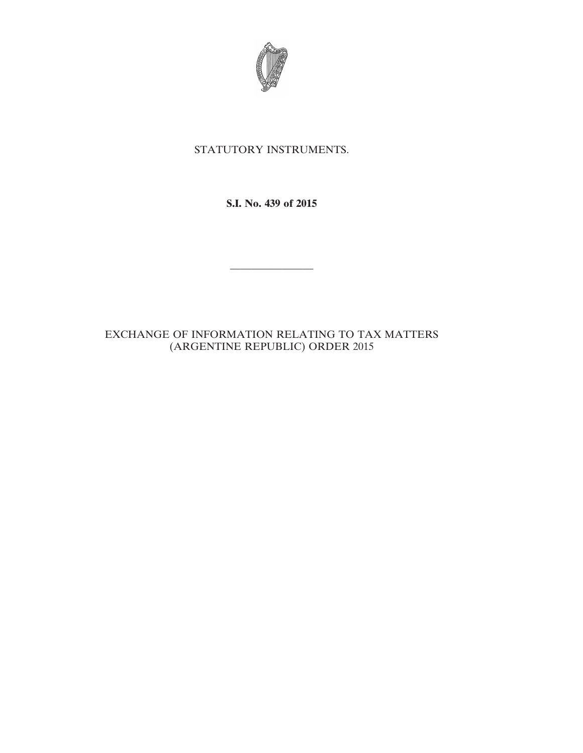STATUTORY INSTRUMENTS.

**S.I. No. 439 of 2015**

---

EXCHANGE OF INFORMATION RELATING TO TAX MATTERS (ARGENTINE REPUBLIC) ORDER 2015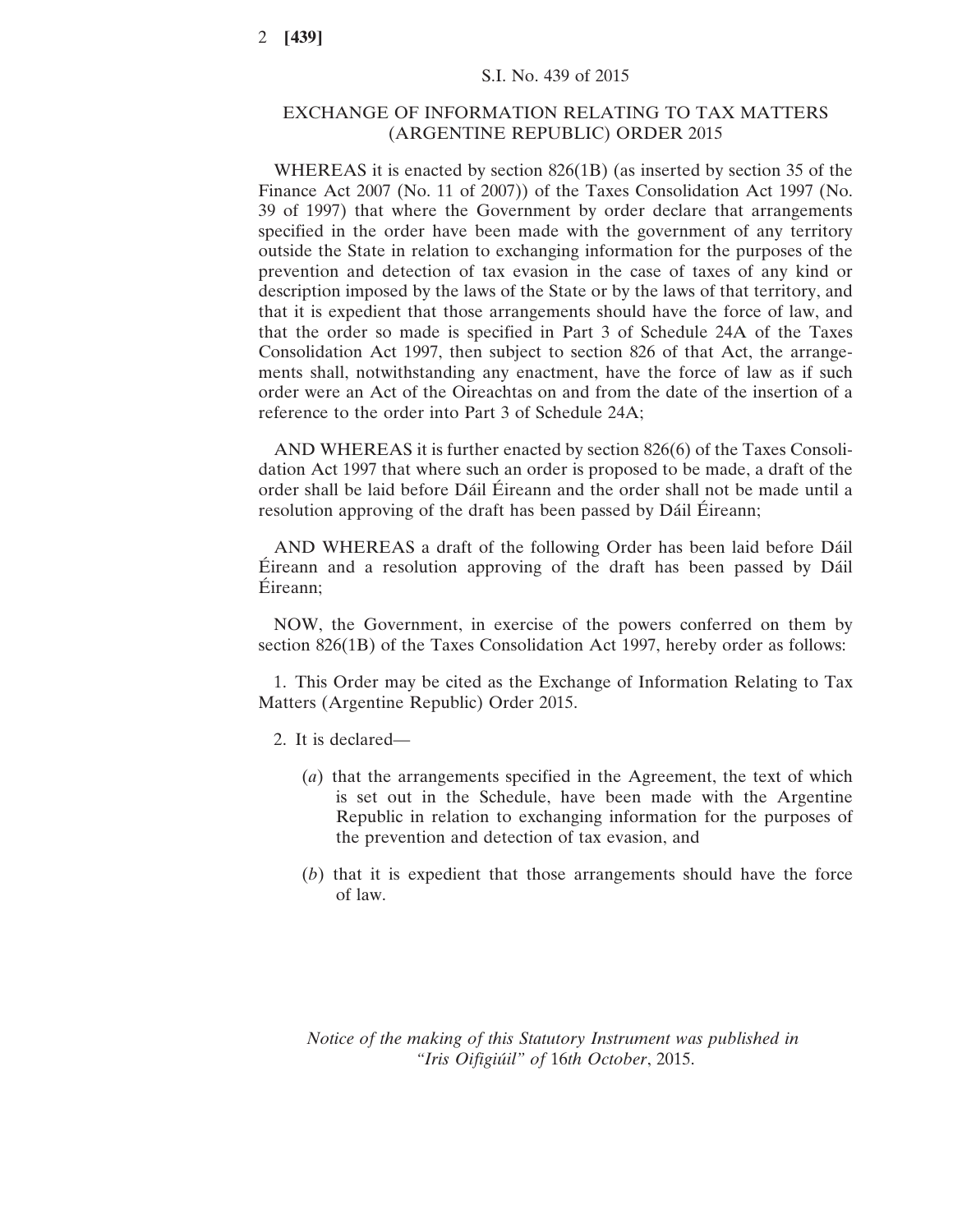S.I. No. 439 of 2015

# EXCHANGE OF INFORMATION RELATING TO TAX MATTERS (ARGENTINE REPUBLIC) ORDER 2015

WHEREAS it is enacted by section 826(1B) (as inserted by section 35 of the Finance Act 2007 (No. 11 of 2007)) of the Taxes Consolidation Act 1997 (No. 39 of 1997) that where the Government by order declare that arrangements specified in the order have been made with the government of any territory outside the State in relation to exchanging information for the purposes of the prevention and detection of tax evasion in the case of taxes of any kind or description imposed by the laws of the State or by the laws of that territory, and that it is expedient that those arrangements should have the force of law, and that the order so made is specified in Part 3 of Schedule 24A of the Taxes Consolidation Act 1997, then subject to section 826 of that Act, the arrangements shall, notwithstanding any enactment, have the force of law as if such order were an Act of the Oireachtas on and from the date of the insertion of a reference to the order into Part 3 of Schedule 24A;

AND WHEREAS it is further enacted by section 826(6) of the Taxes Consolidation Act 1997 that where such an order is proposed to be made, a draft of the order shall be laid before Dáil Éireann and the order shall not be made until a resolution approving of the draft has been passed by Dáil Éireann;

AND WHEREAS a draft of the following Order has been laid before Dáil Éireann and a resolution approving of the draft has been passed by Dáil Éireann;

NOW, the Government, in exercise of the powers conferred on them by section 826(1B) of the Taxes Consolidation Act 1997, hereby order as follows:

1. This Order may be cited as the Exchange of Information Relating to Tax Matters (Argentine Republic) Order 2015.

2. It is declared—

   (*a*) that the arrangements specified in the Agreement, the text of which is set out in the Schedule, have been made with the Argentine Republic in relation to exchanging information for the purposes of the prevention and detection of tax evasion, and

   (*b*) that it is expedient that those arrangements should have the force of law.

*Notice of the making of this Statutory Instrument was published in "Iris Oifigiúil" of 16th October, 2015.*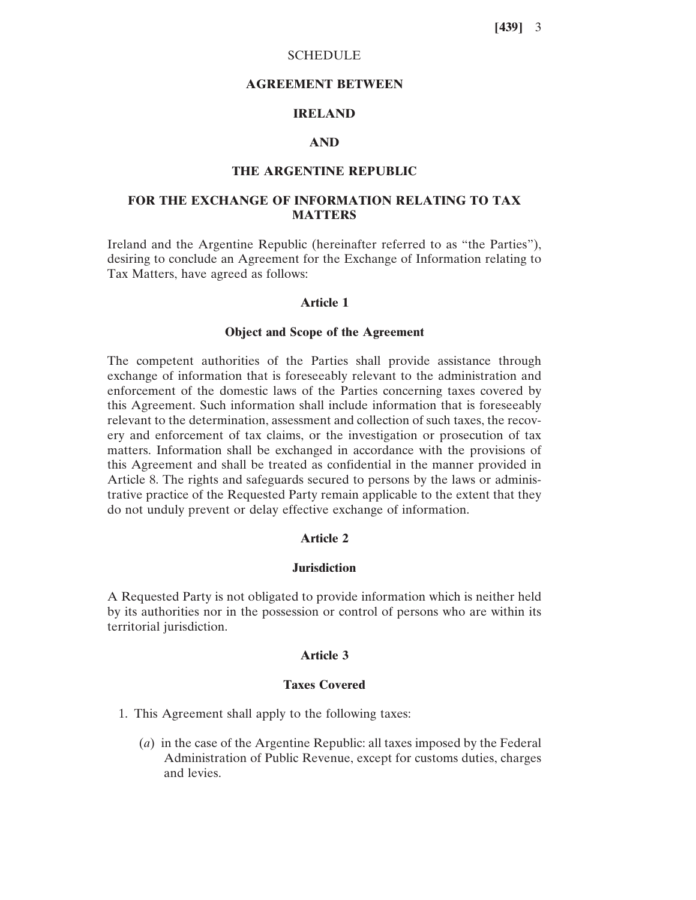SCHEDULE

# AGREEMENT BETWEEN

# IRELAND

# AND

# THE ARGENTINE REPUBLIC

# FOR THE EXCHANGE OF INFORMATION RELATING TO TAX MATTERS

Ireland and the Argentine Republic (hereinafter referred to as "the Parties"), desiring to conclude an Agreement for the Exchange of Information relating to Tax Matters, have agreed as follows:

## Article 1

### Object and Scope of the Agreement

The competent authorities of the Parties shall provide assistance through exchange of information that is foreseeably relevant to the administration and enforcement of the domestic laws of the Parties concerning taxes covered by this Agreement. Such information shall include information that is foreseeably relevant to the determination, assessment and collection of such taxes, the recovery and enforcement of tax claims, or the investigation or prosecution of tax matters. Information shall be exchanged in accordance with the provisions of this Agreement and shall be treated as confidential in the manner provided in Article 8. The rights and safeguards secured to persons by the laws or administrative practice of the Requested Party remain applicable to the extent that they do not unduly prevent or delay effective exchange of information.

## Article 2

### Jurisdiction

A Requested Party is not obligated to provide information which is neither held by its authorities nor in the possession or control of persons who are within its territorial jurisdiction.

## Article 3

### Taxes Covered

1. This Agreement shall apply to the following taxes:

   (*a*) in the case of the Argentine Republic: all taxes imposed by the Federal Administration of Public Revenue, except for customs duties, charges and levies.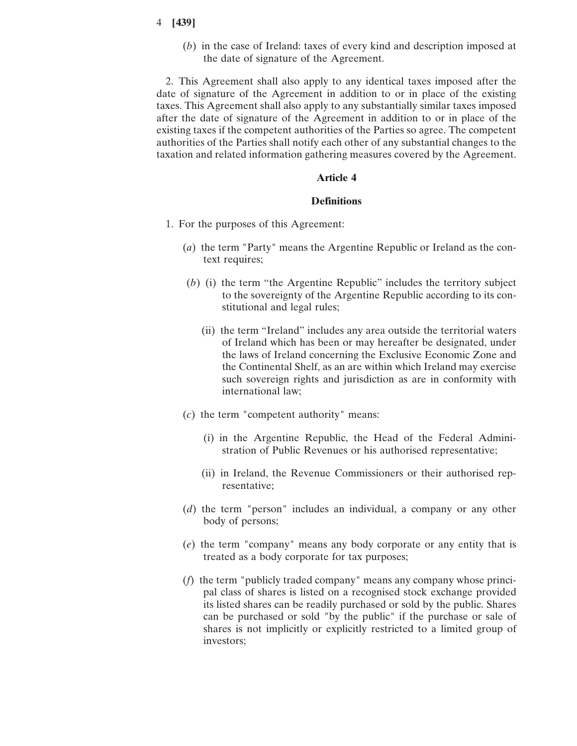(*b*) in the case of Ireland: taxes of every kind and description imposed at the date of signature of the Agreement.

2. This Agreement shall also apply to any identical taxes imposed after the date of signature of the Agreement in addition to or in place of the existing taxes. This Agreement shall also apply to any substantially similar taxes imposed after the date of signature of the Agreement in addition to or in place of the existing taxes if the competent authorities of the Parties so agree. The competent authorities of the Parties shall notify each other of any substantial changes to the taxation and related information gathering measures covered by the Agreement.

### Article 4

### Definitions

1. For the purposes of this Agreement:

(*a*) the term "Party" means the Argentine Republic or Ireland as the context requires;

(*b*) (i) the term "the Argentine Republic" includes the territory subject to the sovereignty of the Argentine Republic according to its constitutional and legal rules;

(ii) the term "Ireland" includes any area outside the territorial waters of Ireland which has been or may hereafter be designated, under the laws of Ireland concerning the Exclusive Economic Zone and the Continental Shelf, as an are within which Ireland may exercise such sovereign rights and jurisdiction as are in conformity with international law;

(*c*) the term "competent authority" means:

(i) in the Argentine Republic, the Head of the Federal Administration of Public Revenues or his authorised representative;

(ii) in Ireland, the Revenue Commissioners or their authorised representative;

(*d*) the term "person" includes an individual, a company or any other body of persons;

(*e*) the term "company" means any body corporate or any entity that is treated as a body corporate for tax purposes;

(*f*) the term "publicly traded company" means any company whose principal class of shares is listed on a recognised stock exchange provided its listed shares can be readily purchased or sold by the public. Shares can be purchased or sold "by the public" if the purchase or sale of shares is not implicitly or explicitly restricted to a limited group of investors;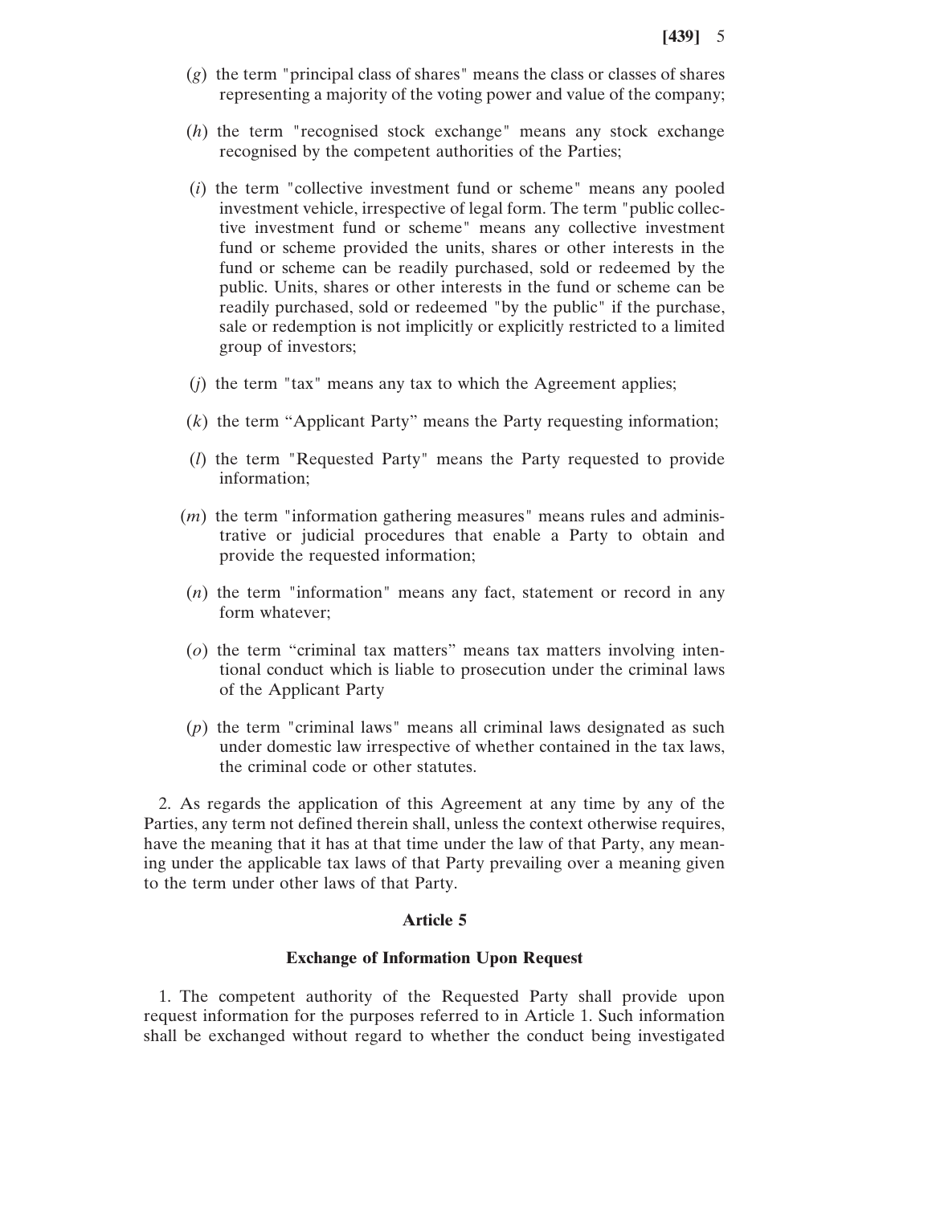(*g*) the term "principal class of shares" means the class or classes of shares representing a majority of the voting power and value of the company;

(*h*) the term "recognised stock exchange" means any stock exchange recognised by the competent authorities of the Parties;

(*i*) the term "collective investment fund or scheme" means any pooled investment vehicle, irrespective of legal form. The term "public collective investment fund or scheme" means any collective investment fund or scheme provided the units, shares or other interests in the fund or scheme can be readily purchased, sold or redeemed by the public. Units, shares or other interests in the fund or scheme can be readily purchased, sold or redeemed "by the public" if the purchase, sale or redemption is not implicitly or explicitly restricted to a limited group of investors;

(*j*) the term "tax" means any tax to which the Agreement applies;

(*k*) the term "Applicant Party" means the Party requesting information;

(*l*) the term "Requested Party" means the Party requested to provide information;

(*m*) the term "information gathering measures" means rules and administrative or judicial procedures that enable a Party to obtain and provide the requested information;

(*n*) the term "information" means any fact, statement or record in any form whatever;

(*o*) the term "criminal tax matters" means tax matters involving intentional conduct which is liable to prosecution under the criminal laws of the Applicant Party

(*p*) the term "criminal laws" means all criminal laws designated as such under domestic law irrespective of whether contained in the tax laws, the criminal code or other statutes.

2. As regards the application of this Agreement at any time by any of the Parties, any term not defined therein shall, unless the context otherwise requires, have the meaning that it has at that time under the law of that Party, any meaning under the applicable tax laws of that Party prevailing over a meaning given to the term under other laws of that Party.

**Article 5**

**Exchange of Information Upon Request**

1. The competent authority of the Requested Party shall provide upon request information for the purposes referred to in Article 1. Such information shall be exchanged without regard to whether the conduct being investigated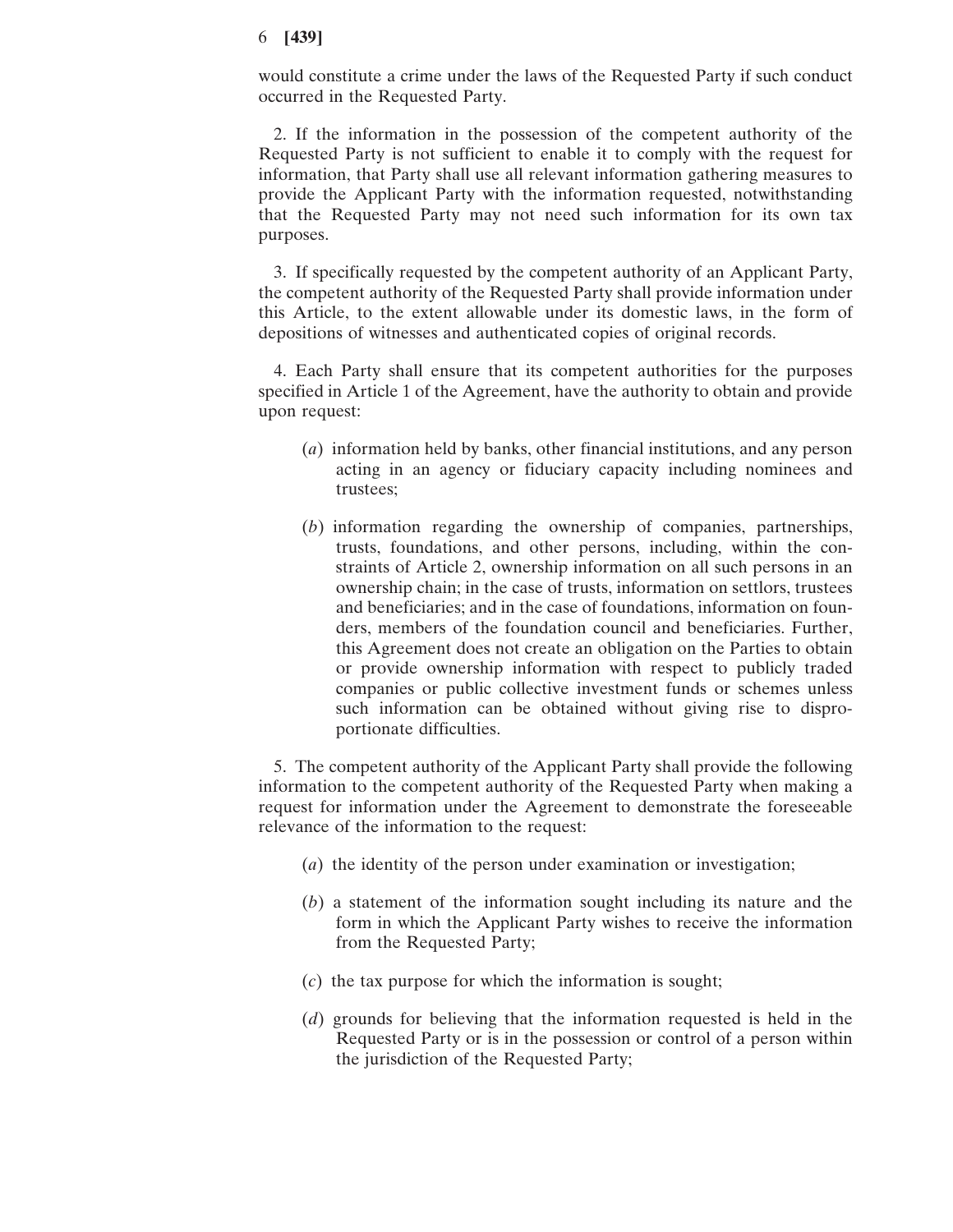would constitute a crime under the laws of the Requested Party if such conduct occurred in the Requested Party.

2. If the information in the possession of the competent authority of the Requested Party is not sufficient to enable it to comply with the request for information, that Party shall use all relevant information gathering measures to provide the Applicant Party with the information requested, notwithstanding that the Requested Party may not need such information for its own tax purposes.

3. If specifically requested by the competent authority of an Applicant Party, the competent authority of the Requested Party shall provide information under this Article, to the extent allowable under its domestic laws, in the form of depositions of witnesses and authenticated copies of original records.

4. Each Party shall ensure that its competent authorities for the purposes specified in Article 1 of the Agreement, have the authority to obtain and provide upon request:

(*a*) information held by banks, other financial institutions, and any person acting in an agency or fiduciary capacity including nominees and trustees;

(*b*) information regarding the ownership of companies, partnerships, trusts, foundations, and other persons, including, within the constraints of Article 2, ownership information on all such persons in an ownership chain; in the case of trusts, information on settlors, trustees and beneficiaries; and in the case of foundations, information on founders, members of the foundation council and beneficiaries. Further, this Agreement does not create an obligation on the Parties to obtain or provide ownership information with respect to publicly traded companies or public collective investment funds or schemes unless such information can be obtained without giving rise to disproportionate difficulties.

5. The competent authority of the Applicant Party shall provide the following information to the competent authority of the Requested Party when making a request for information under the Agreement to demonstrate the foreseeable relevance of the information to the request:

(*a*) the identity of the person under examination or investigation;

(*b*) a statement of the information sought including its nature and the form in which the Applicant Party wishes to receive the information from the Requested Party;

(*c*) the tax purpose for which the information is sought;

(*d*) grounds for believing that the information requested is held in the Requested Party or is in the possession or control of a person within the jurisdiction of the Requested Party;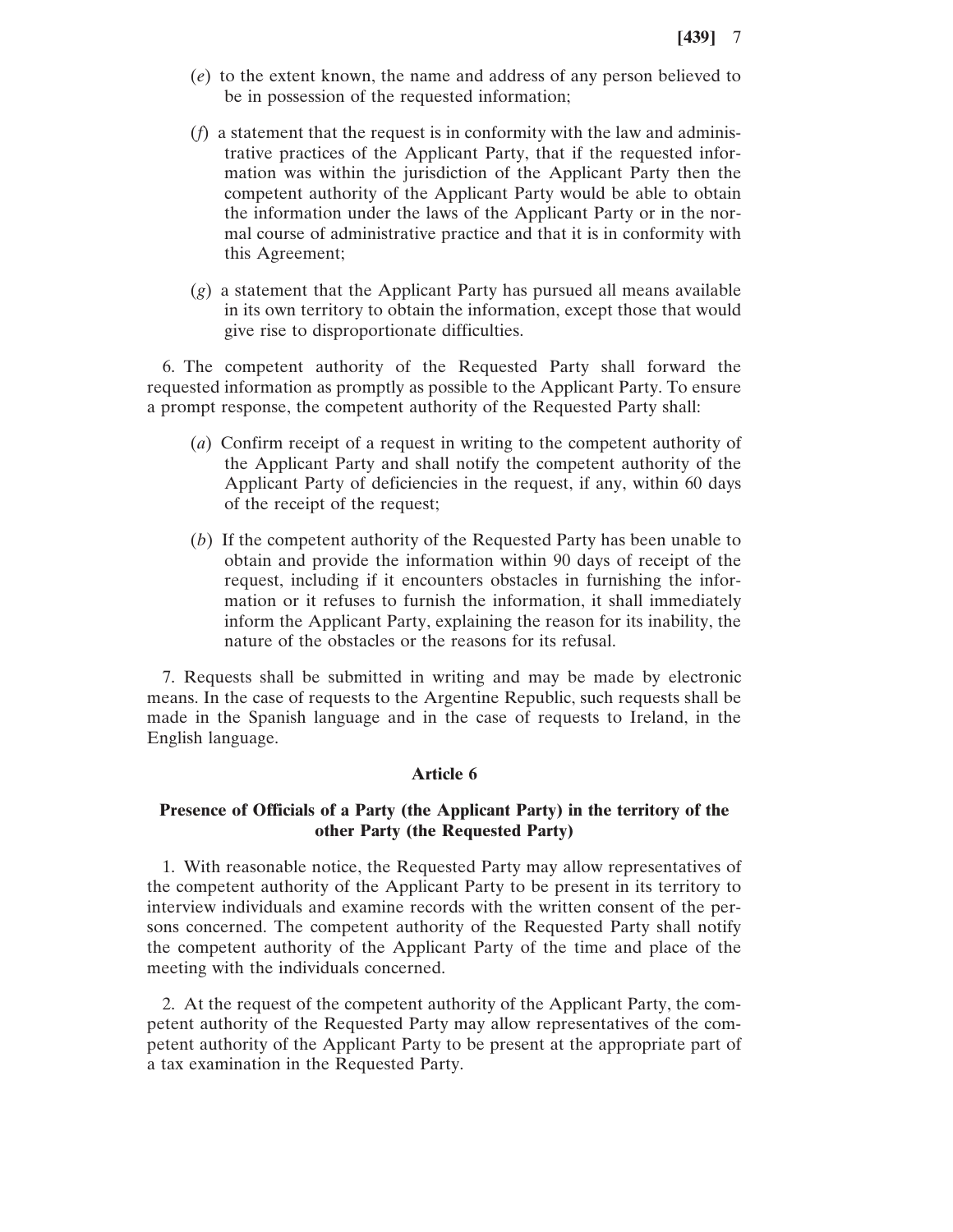(*e*) to the extent known, the name and address of any person believed to be in possession of the requested information;

(*f*) a statement that the request is in conformity with the law and administrative practices of the Applicant Party, that if the requested information was within the jurisdiction of the Applicant Party then the competent authority of the Applicant Party would be able to obtain the information under the laws of the Applicant Party or in the normal course of administrative practice and that it is in conformity with this Agreement;

(*g*) a statement that the Applicant Party has pursued all means available in its own territory to obtain the information, except those that would give rise to disproportionate difficulties.

6. The competent authority of the Requested Party shall forward the requested information as promptly as possible to the Applicant Party. To ensure a prompt response, the competent authority of the Requested Party shall:

(*a*) Confirm receipt of a request in writing to the competent authority of the Applicant Party and shall notify the competent authority of the Applicant Party of deficiencies in the request, if any, within 60 days of the receipt of the request;

(*b*) If the competent authority of the Requested Party has been unable to obtain and provide the information within 90 days of receipt of the request, including if it encounters obstacles in furnishing the information or it refuses to furnish the information, it shall immediately inform the Applicant Party, explaining the reason for its inability, the nature of the obstacles or the reasons for its refusal.

7. Requests shall be submitted in writing and may be made by electronic means. In the case of requests to the Argentine Republic, such requests shall be made in the Spanish language and in the case of requests to Ireland, in the English language.

## Article 6

### Presence of Officials of a Party (the Applicant Party) in the territory of the other Party (the Requested Party)

1. With reasonable notice, the Requested Party may allow representatives of the competent authority of the Applicant Party to be present in its territory to interview individuals and examine records with the written consent of the persons concerned. The competent authority of the Requested Party shall notify the competent authority of the Applicant Party of the time and place of the meeting with the individuals concerned.

2. At the request of the competent authority of the Applicant Party, the competent authority of the Requested Party may allow representatives of the competent authority of the Applicant Party to be present at the appropriate part of a tax examination in the Requested Party.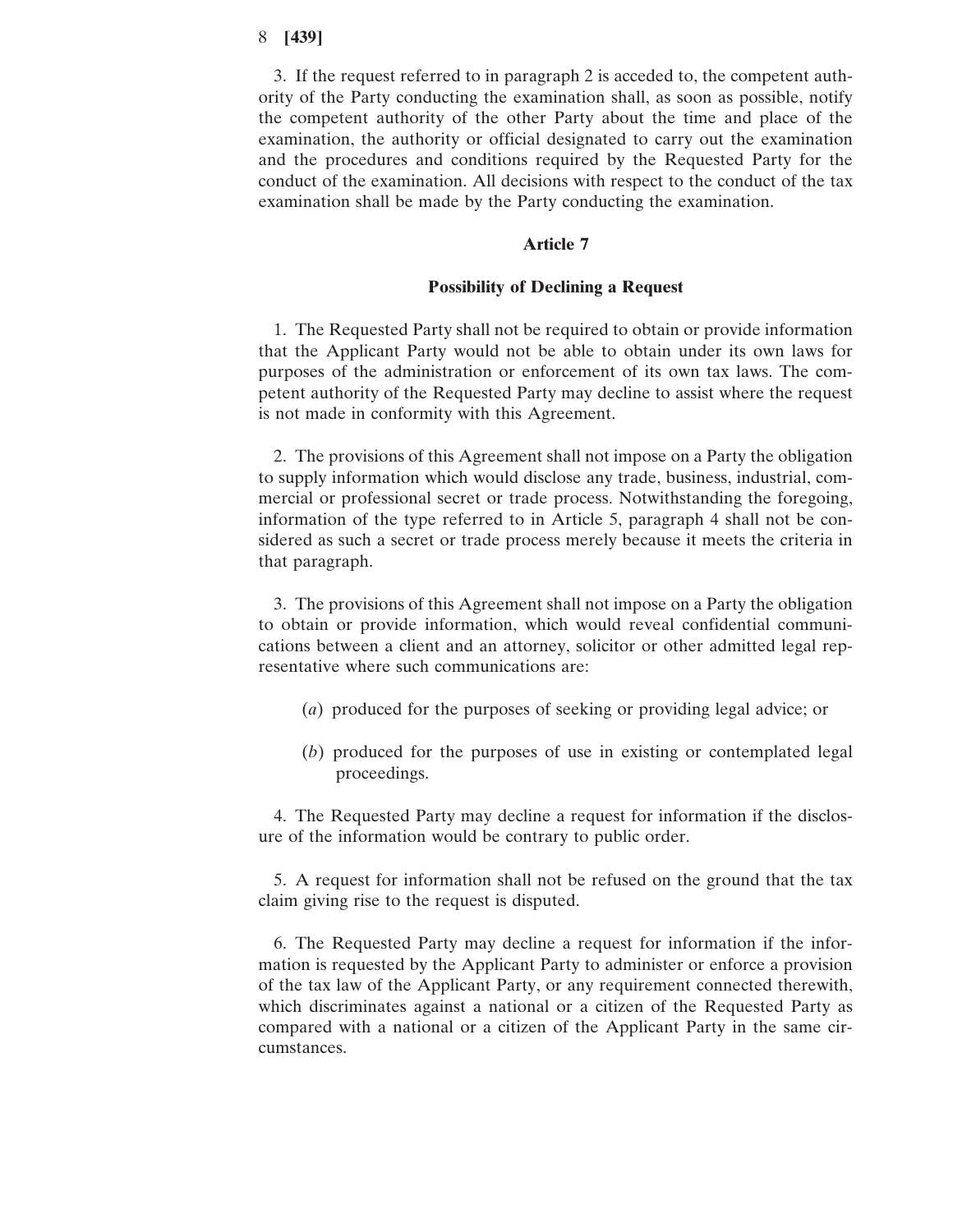3. If the request referred to in paragraph 2 is acceded to, the competent authority of the Party conducting the examination shall, as soon as possible, notify the competent authority of the other Party about the time and place of the examination, the authority or official designated to carry out the examination and the procedures and conditions required by the Requested Party for the conduct of the examination. All decisions with respect to the conduct of the tax examination shall be made by the Party conducting the examination.

### Article 7

### Possibility of Declining a Request

1. The Requested Party shall not be required to obtain or provide information that the Applicant Party would not be able to obtain under its own laws for purposes of the administration or enforcement of its own tax laws. The competent authority of the Requested Party may decline to assist where the request is not made in conformity with this Agreement.

2. The provisions of this Agreement shall not impose on a Party the obligation to supply information which would disclose any trade, business, industrial, commercial or professional secret or trade process. Notwithstanding the foregoing, information of the type referred to in Article 5, paragraph 4 shall not be considered as such a secret or trade process merely because it meets the criteria in that paragraph.

3. The provisions of this Agreement shall not impose on a Party the obligation to obtain or provide information, which would reveal confidential communications between a client and an attorney, solicitor or other admitted legal representative where such communications are:

(*a*) produced for the purposes of seeking or providing legal advice; or

(*b*) produced for the purposes of use in existing or contemplated legal proceedings.

4. The Requested Party may decline a request for information if the disclosure of the information would be contrary to public order.

5. A request for information shall not be refused on the ground that the tax claim giving rise to the request is disputed.

6. The Requested Party may decline a request for information if the information is requested by the Applicant Party to administer or enforce a provision of the tax law of the Applicant Party, or any requirement connected therewith, which discriminates against a national or a citizen of the Requested Party as compared with a national or a citizen of the Applicant Party in the same circumstances.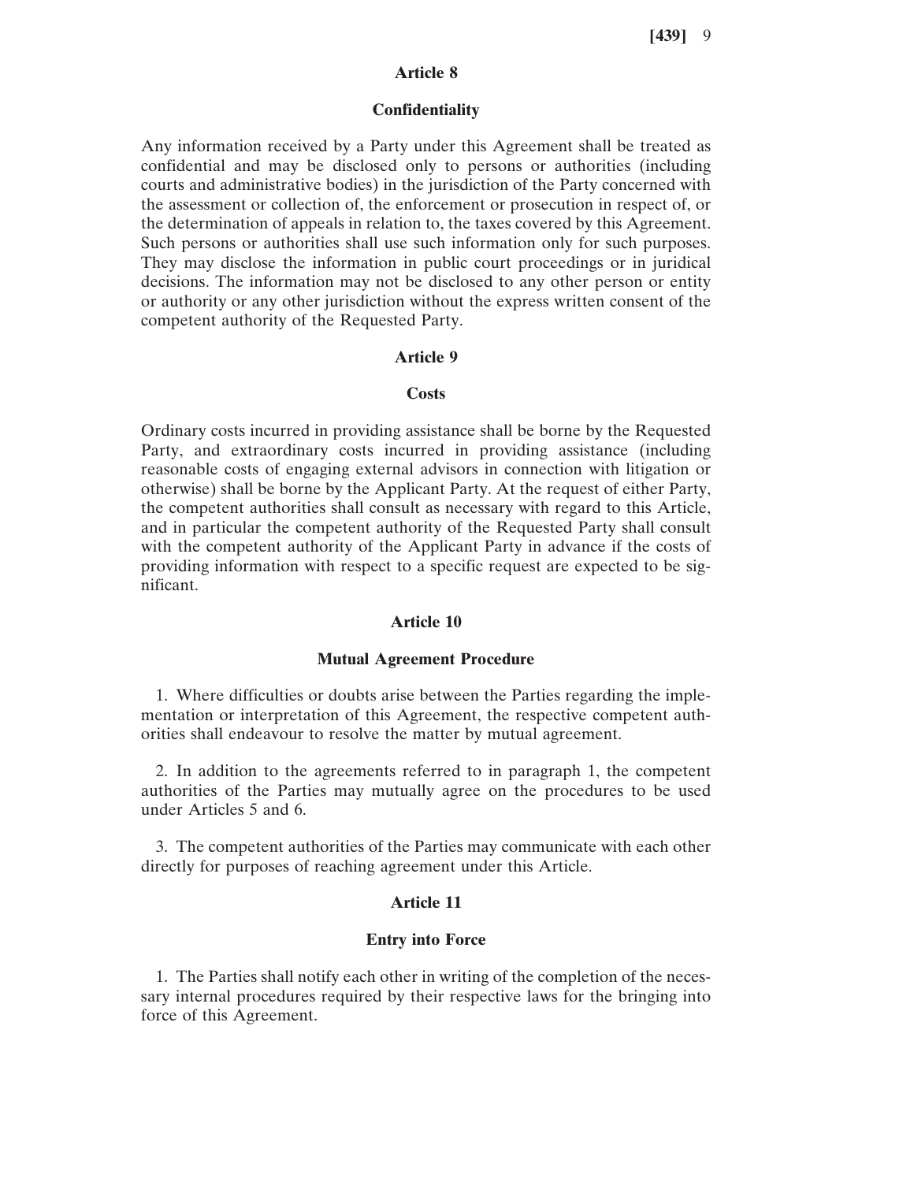## Article 8

### Confidentiality

Any information received by a Party under this Agreement shall be treated as confidential and may be disclosed only to persons or authorities (including courts and administrative bodies) in the jurisdiction of the Party concerned with the assessment or collection of, the enforcement or prosecution in respect of, or the determination of appeals in relation to, the taxes covered by this Agreement. Such persons or authorities shall use such information only for such purposes. They may disclose the information in public court proceedings or in juridical decisions. The information may not be disclosed to any other person or entity or authority or any other jurisdiction without the express written consent of the competent authority of the Requested Party.

## Article 9

### Costs

Ordinary costs incurred in providing assistance shall be borne by the Requested Party, and extraordinary costs incurred in providing assistance (including reasonable costs of engaging external advisors in connection with litigation or otherwise) shall be borne by the Applicant Party. At the request of either Party, the competent authorities shall consult as necessary with regard to this Article, and in particular the competent authority of the Requested Party shall consult with the competent authority of the Applicant Party in advance if the costs of providing information with respect to a specific request are expected to be significant.

## Article 10

### Mutual Agreement Procedure

1. Where difficulties or doubts arise between the Parties regarding the implementation or interpretation of this Agreement, the respective competent authorities shall endeavour to resolve the matter by mutual agreement.

2. In addition to the agreements referred to in paragraph 1, the competent authorities of the Parties may mutually agree on the procedures to be used under Articles 5 and 6.

3. The competent authorities of the Parties may communicate with each other directly for purposes of reaching agreement under this Article.

## Article 11

### Entry into Force

1. The Parties shall notify each other in writing of the completion of the necessary internal procedures required by their respective laws for the bringing into force of this Agreement.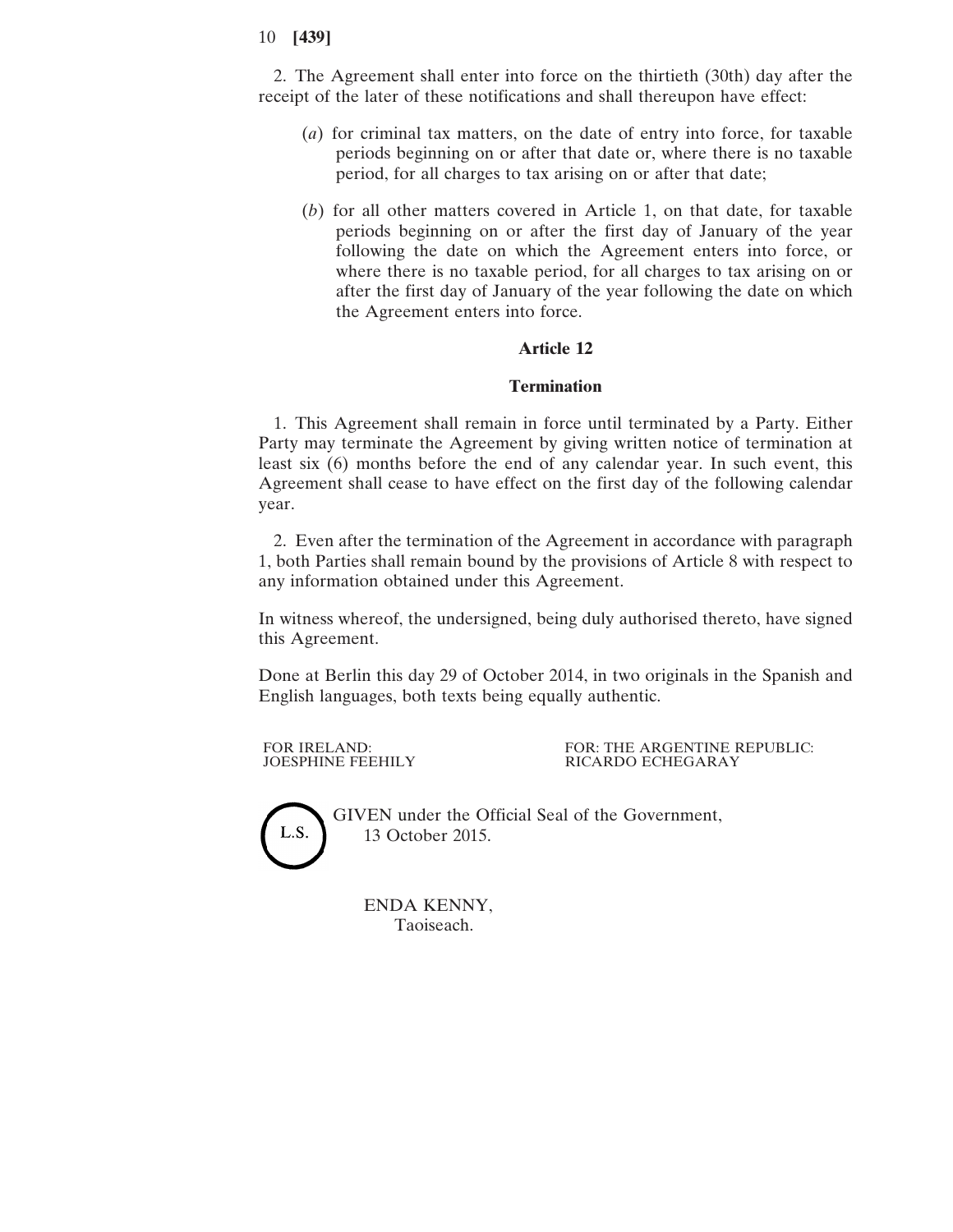2. The Agreement shall enter into force on the thirtieth (30th) day after the receipt of the later of these notifications and shall thereupon have effect:

(*a*) for criminal tax matters, on the date of entry into force, for taxable periods beginning on or after that date or, where there is no taxable period, for all charges to tax arising on or after that date;

(*b*) for all other matters covered in Article 1, on that date, for taxable periods beginning on or after the first day of January of the year following the date on which the Agreement enters into force, or where there is no taxable period, for all charges to tax arising on or after the first day of January of the year following the date on which the Agreement enters into force.

### Article 12

### Termination

1. This Agreement shall remain in force until terminated by a Party. Either Party may terminate the Agreement by giving written notice of termination at least six (6) months before the end of any calendar year. In such event, this Agreement shall cease to have effect on the first day of the following calendar year.

2. Even after the termination of the Agreement in accordance with paragraph 1, both Parties shall remain bound by the provisions of Article 8 with respect to any information obtained under this Agreement.

In witness whereof, the undersigned, being duly authorised thereto, have signed this Agreement.

Done at Berlin this day 29 of October 2014, in two originals in the Spanish and English languages, both texts being equally authentic.

FOR IRELAND:
JOESPHINE FEEHILY

FOR: THE ARGENTINE REPUBLIC:
RICARDO ECHEGARAY

L.S.

GIVEN under the Official Seal of the Government,
13 October 2015.

ENDA KENNY,
Taoiseach.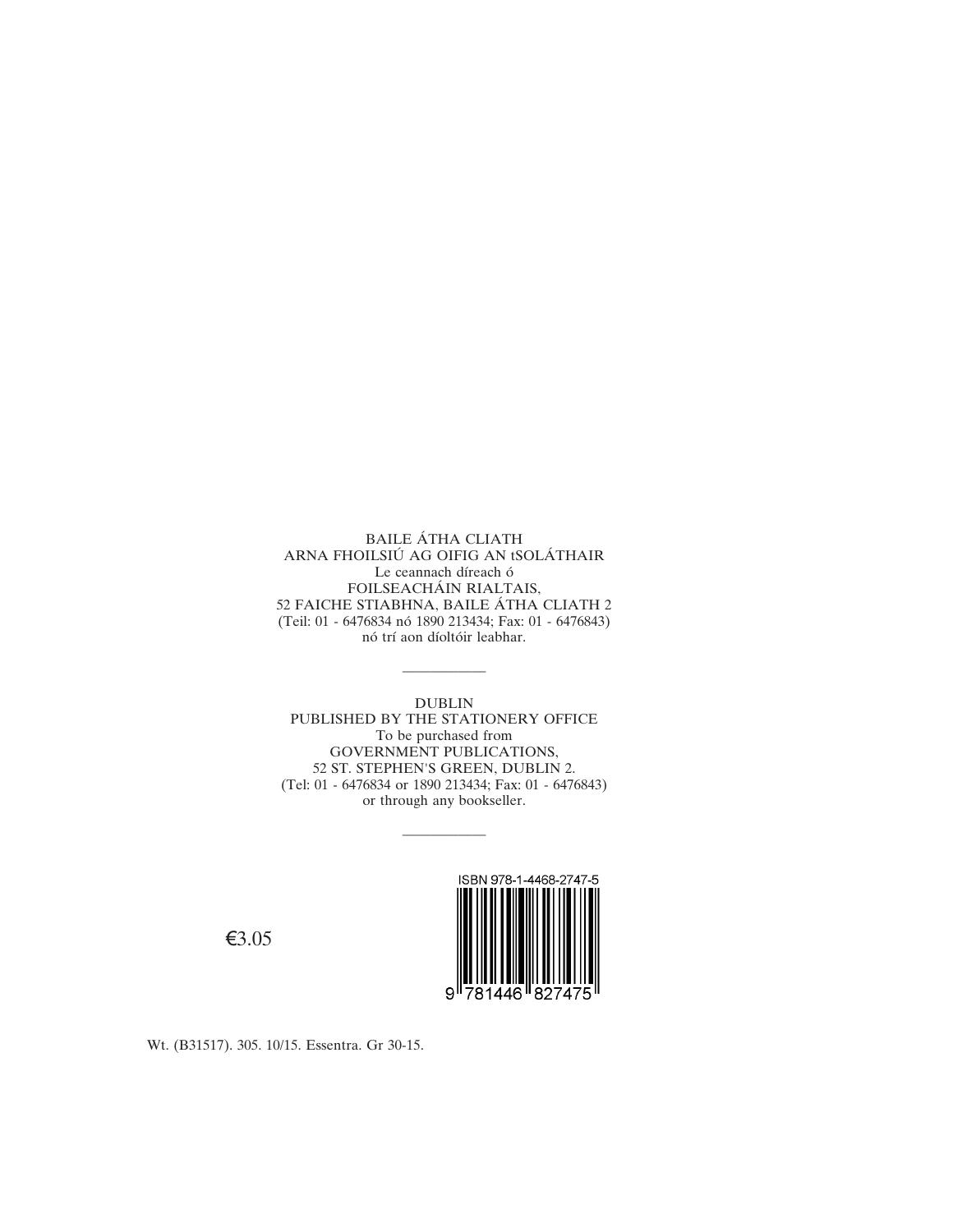BAILE ÁTHA CLIATH
ARNA FHOILSIÚ AG OIFIG AN tSOLÁTHAIR
Le ceannach díreach ó
FOILSEACHÁIN RIALTAIS,
52 FAICHE STIABHNA, BAILE ÁTHA CLIATH 2
(Teil: 01 - 6476834 nó 1890 213434; Fax: 01 - 6476843)
nó trí aon díoltóir leabhar.

---

DUBLIN
PUBLISHED BY THE STATIONERY OFFICE
To be purchased from
GOVERNMENT PUBLICATIONS,
52 ST. STEPHEN'S GREEN, DUBLIN 2.
(Tel: 01 - 6476834 or 1890 213434; Fax: 01 - 6476843)
or through any bookseller.

---

€3.05

ISBN 978-1-4468-2747-5

9 781446 827475

Wt. (B31517). 305. 10/15. Essentra. Gr 30-15.